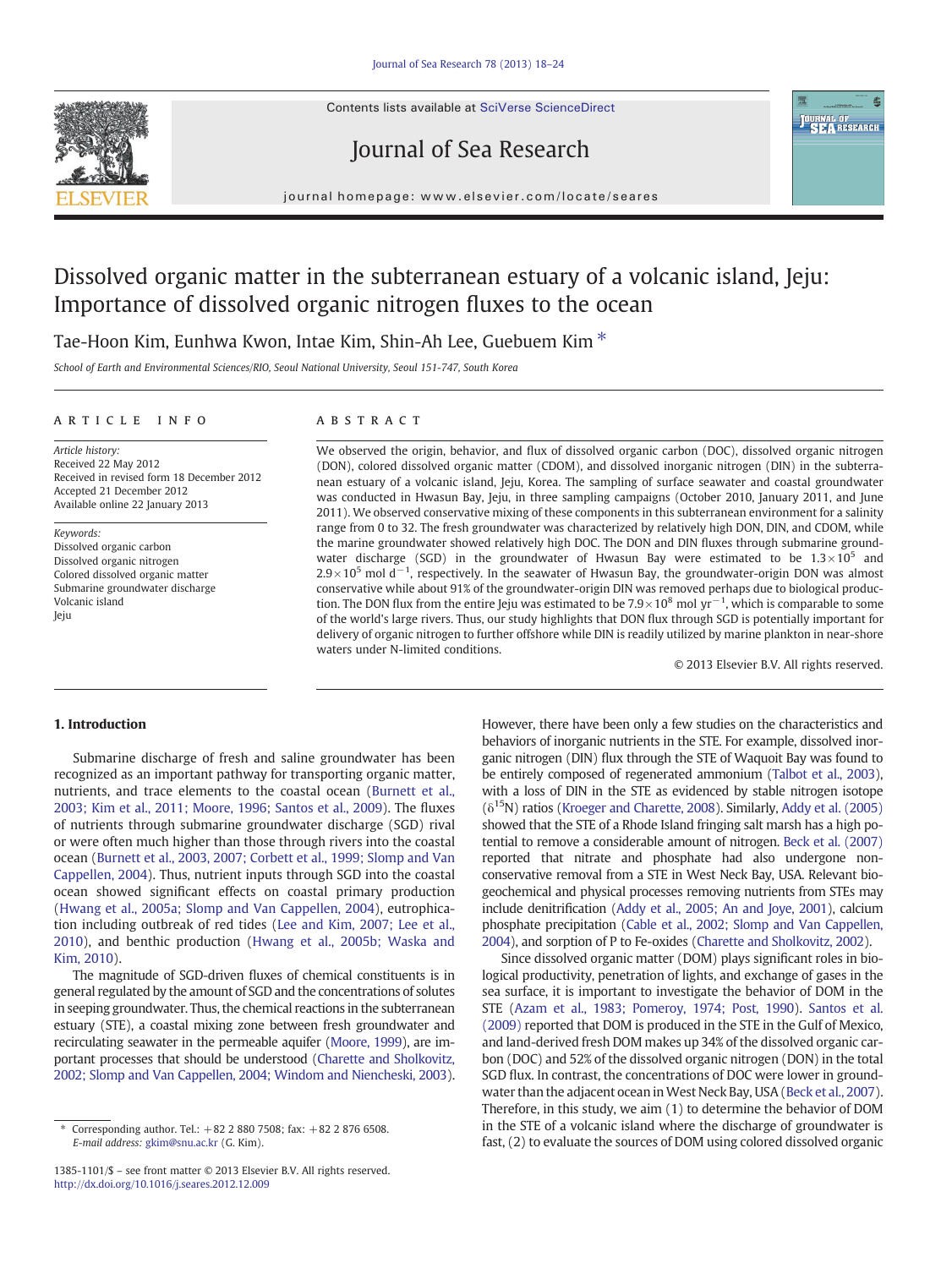# Dissolved organic matter in the subterranean estuary of a volcanic island, Jeju: Importance of dissolved organic nitrogen fluxes to the ocean

Tae-Hoon Kim, Eunhwa Kwon, Intae Kim, Shin-Ah Lee, Guebuem Kim *

*School of Earth and Environmental Sciences/RIO, Seoul National University, Seoul 151-747, South Korea*

## ARTICLE INFO

*Article history:*
Received 22 May 2012
Received in revised form 18 December 2012
Accepted 21 December 2012
Available online 22 January 2013

*Keywords:*
Dissolved organic carbon
Dissolved organic nitrogen
Colored dissolved organic matter
Submarine groundwater discharge
Volcanic island
Jeju

## ABSTRACT

We observed the origin, behavior, and flux of dissolved organic carbon (DOC), dissolved organic nitrogen (DON), colored dissolved organic matter (CDOM), and dissolved inorganic nitrogen (DIN) in the subterranean estuary of a volcanic island, Jeju, Korea. The sampling of surface seawater and coastal groundwater was conducted in Hwasun Bay, Jeju, in three sampling campaigns (October 2010, January 2011, and June 2011). We observed conservative mixing of these components in this subterranean environment for a salinity range from 0 to 32. The fresh groundwater was characterized by relatively high DON, DIN, and CDOM, while the marine groundwater showed relatively high DOC. The DON and DIN fluxes through submarine groundwater discharge (SGD) in the groundwater of Hwasun Bay were estimated to be $1.3\times10^5$ and $2.9\times10^5$ mol $d^{-1}$, respectively. In the seawater of Hwasun Bay, the groundwater-origin DON was almost conservative while about 91% of the groundwater-origin DIN was removed perhaps due to biological production. The DON flux from the entire Jeju was estimated to be $7.9\times10^8$ mol $yr^{-1}$, which is comparable to some of the world's large rivers. Thus, our study highlights that DON flux through SGD is potentially important for delivery of organic nitrogen to further offshore while DIN is readily utilized by marine plankton in near-shore waters under N-limited conditions.

© 2013 Elsevier B.V. All rights reserved.

## 1. Introduction

Submarine discharge of fresh and saline groundwater has been recognized as an important pathway for transporting organic matter, nutrients, and trace elements to the coastal ocean (Burnett et al., 2003; Kim et al., 2011; Moore, 1996; Santos et al., 2009). The fluxes of nutrients through submarine groundwater discharge (SGD) rival or were often much higher than those through rivers into the coastal ocean (Burnett et al., 2003, 2007; Corbett et al., 1999; Slomp and Van Cappellen, 2004). Thus, nutrient inputs through SGD into the coastal ocean showed significant effects on coastal primary production (Hwang et al., 2005a; Slomp and Van Cappellen, 2004), eutrophication including outbreak of red tides (Lee and Kim, 2007; Lee et al., 2010), and benthic production (Hwang et al., 2005b; Waska and Kim, 2010).

The magnitude of SGD-driven fluxes of chemical constituents is in general regulated by the amount of SGD and the concentrations of solutes in seeping groundwater. Thus, the chemical reactions in the subterranean estuary (STE), a coastal mixing zone between fresh groundwater and recirculating seawater in the permeable aquifer (Moore, 1999), are important processes that should be understood (Charette and Sholkovitz, 2002; Slomp and Van Cappellen, 2004; Windom and Niencheski, 2003). However, there have been only a few studies on the characteristics and behaviors of inorganic nutrients in the STE. For example, dissolved inorganic nitrogen (DIN) flux through the STE of Waquoit Bay was found to be entirely composed of regenerated ammonium (Talbot et al., 2003), with a loss of DIN in the STE as evidenced by stable nitrogen isotope ($\delta^{15}$N) ratios (Kroeger and Charette, 2008). Similarly, Addy et al. (2005) showed that the STE of a Rhode Island fringing salt marsh has a high potential to remove a considerable amount of nitrogen. Beck et al. (2007) reported that nitrate and phosphate had also undergone non-conservative removal from a STE in West Neck Bay, USA. Relevant biogeochemical and physical processes removing nutrients from STEs may include denitrification (Addy et al., 2005; An and Joye, 2001), calcium phosphate precipitation (Cable et al., 2002; Slomp and Van Cappellen, 2004), and sorption of P to Fe-oxides (Charette and Sholkovitz, 2002).

Since dissolved organic matter (DOM) plays significant roles in biological productivity, penetration of lights, and exchange of gases in the sea surface, it is important to investigate the behavior of DOM in the STE (Azam et al., 1983; Pomeroy, 1974; Post, 1990). Santos et al. (2009) reported that DOM is produced in the STE in the Gulf of Mexico, and land-derived fresh DOM makes up 34% of the dissolved organic carbon (DOC) and 52% of the dissolved organic nitrogen (DON) in the total SGD flux. In contrast, the concentrations of DOC were lower in groundwater than the adjacent ocean in West Neck Bay, USA (Beck et al., 2007). Therefore, in this study, we aim (1) to determine the behavior of DOM in the STE of a volcanic island where the discharge of groundwater is fast, (2) to evaluate the sources of DOM using colored dissolved organic

* Corresponding author. Tel.: +82 2 880 7508; fax: +82 2 876 6508. E-mail address: gkim@snu.ac.kr (G. Kim).

1385-1101/$ – see front matter © 2013 Elsevier B.V. All rights reserved.
http://dx.doi.org/10.1016/j.seares.2012.12.009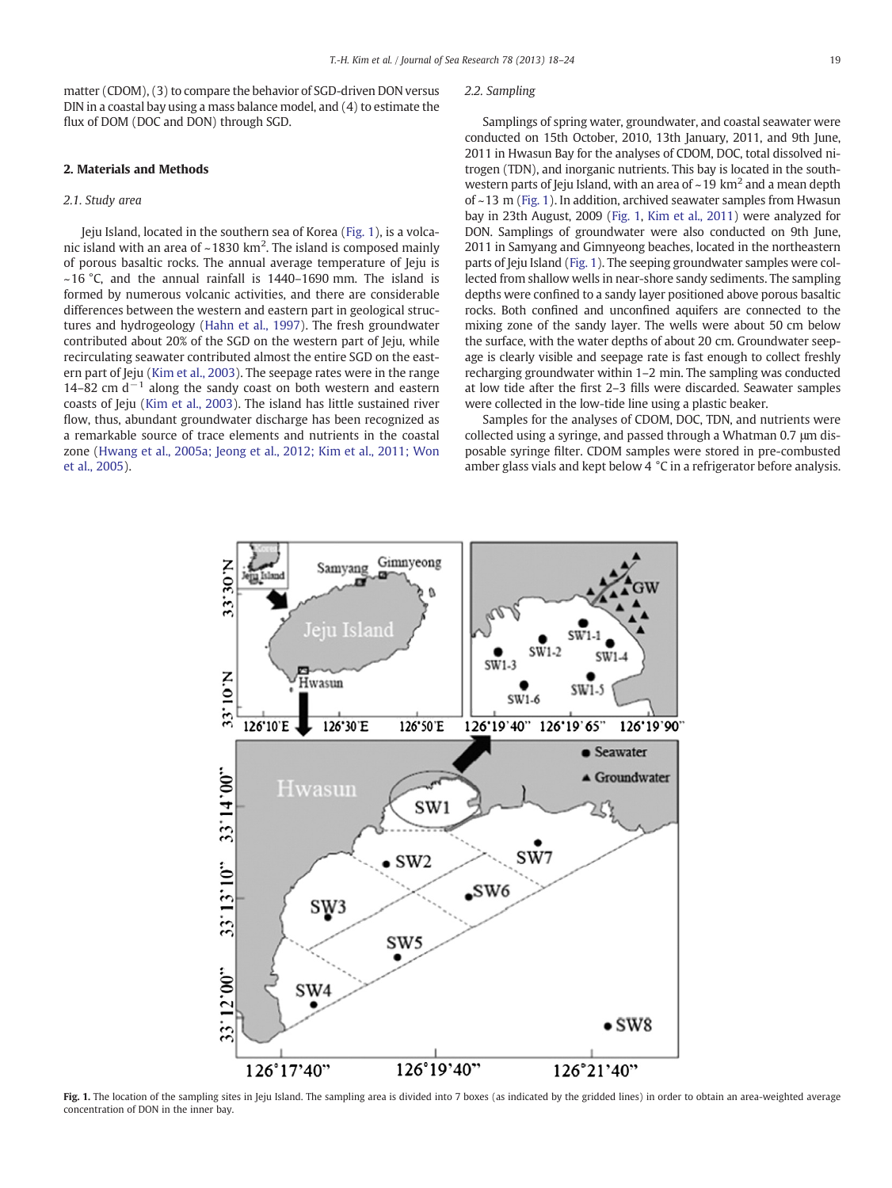matter (CDOM), (3) to compare the behavior of SGD-driven DON versus DIN in a coastal bay using a mass balance model, and (4) to estimate the flux of DOM (DOC and DON) through SGD.

## 2. Materials and Methods

### 2.1. Study area

Jeju Island, located in the southern sea of Korea (Fig. 1), is a volcanic island with an area of ~1830 km$^2$. The island is composed mainly of porous basaltic rocks. The annual average temperature of Jeju is ~16 °C, and the annual rainfall is 1440–1690 mm. The island is formed by numerous volcanic activities, and there are considerable differences between the western and eastern part in geological structures and hydrogeology (Hahn et al., 1997). The fresh groundwater contributed about 20% of the SGD on the western part of Jeju, while recirculating seawater contributed almost the entire SGD on the eastern part of Jeju (Kim et al., 2003). The seepage rates were in the range 14–82 cm d$^{-1}$ along the sandy coast on both western and eastern coasts of Jeju (Kim et al., 2003). The island has little sustained river flow, thus, abundant groundwater discharge has been recognized as a remarkable source of trace elements and nutrients in the coastal zone (Hwang et al., 2005a; Jeong et al., 2012; Kim et al., 2011; Won et al., 2005).

### 2.2. Sampling

Samplings of spring water, groundwater, and coastal seawater were conducted on 15th October, 2010, 13th January, 2011, and 9th June, 2011 in Hwasun Bay for the analyses of CDOM, DOC, total dissolved nitrogen (TDN), and inorganic nutrients. This bay is located in the southwestern parts of Jeju Island, with an area of ~19 km$^2$ and a mean depth of ~13 m (Fig. 1). In addition, archived seawater samples from Hwasun bay in 23th August, 2009 (Fig. 1, Kim et al., 2011) were analyzed for DON. Samplings of groundwater were also conducted on 9th June, 2011 in Samyang and Gimnyeong beaches, located in the northeastern parts of Jeju Island (Fig. 1). The seeping groundwater samples were collected from shallow wells in near-shore sandy sediments. The sampling depths were confined to a sandy layer positioned above porous basaltic rocks. Both confined and unconfined aquifers are connected to the mixing zone of the sandy layer. The wells were about 50 cm below the surface, with the water depths of about 20 cm. Groundwater seepage is clearly visible and seepage rate is fast enough to collect freshly recharging groundwater within 1–2 min. The sampling was conducted at low tide after the first 2–3 fills were discarded. Seawater samples were collected in the low-tide line using a plastic beaker.

Samples for the analyses of CDOM, DOC, TDN, and nutrients were collected using a syringe, and passed through a Whatman 0.7 μm disposable syringe filter. CDOM samples were stored in pre-combusted amber glass vials and kept below 4 °C in a refrigerator before analysis.

**Fig. 1.** The location of the sampling sites in Jeju Island. The sampling area is divided into 7 boxes (as indicated by the gridded lines) in order to obtain an area-weighted average concentration of DON in the inner bay.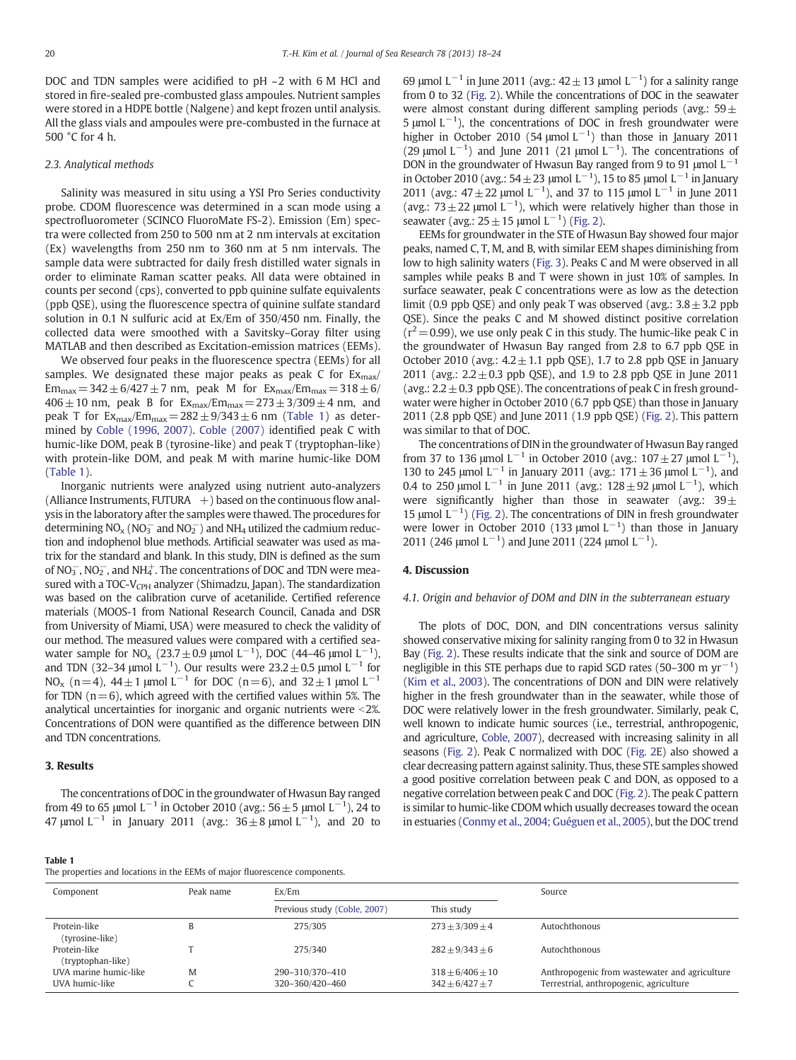DOC and TDN samples were acidified to pH ~2 with 6 M HCl and stored in fire-sealed pre-combusted glass ampoules. Nutrient samples were stored in a HDPE bottle (Nalgene) and kept frozen until analysis. All the glass vials and ampoules were pre-combusted in the furnace at 500 °C for 4 h.

### 2.3. Analytical methods

Salinity was measured in situ using a YSI Pro Series conductivity probe. CDOM fluorescence was determined in a scan mode using a spectrofluorometer (SCINCO FluoroMate FS-2). Emission (Em) spectra were collected from 250 to 500 nm at 2 nm intervals at excitation (Ex) wavelengths from 250 nm to 360 nm at 5 nm intervals. The sample data were subtracted for daily fresh distilled water signals in order to eliminate Raman scatter peaks. All data were obtained in counts per second (cps), converted to ppb quinine sulfate equivalents (ppb QSE), using the fluorescence spectra of quinine sulfate standard solution in 0.1 N sulfuric acid at Ex/Em of 350/450 nm. Finally, the collected data were smoothed with a Savitsky–Goray filter using MATLAB and then described as Excitation-emission matrices (EEMs).

We observed four peaks in the fluorescence spectra (EEMs) for all samples. We designated these major peaks as peak C for $Ex_{max}/Em_{max} = 342 \pm 6/427 \pm 7$ nm, peak M for $Ex_{max}/Em_{max} = 318 \pm 6/406 \pm 10$ nm, peak B for $Ex_{max}/Em_{max} = 273 \pm 3/309 \pm 4$ nm, and peak T for $Ex_{max}/Em_{max} = 282 \pm 9/343 \pm 6$ nm (Table 1) as determined by Coble (1996, 2007). Coble (2007) identified peak C with humic-like DOM, peak B (tyrosine-like) and peak T (tryptophan-like) with protein-like DOM, and peak M with marine humic-like DOM (Table 1).

Inorganic nutrients were analyzed using nutrient auto-analyzers (Alliance Instruments, FUTURA +) based on the continuous flow analysis in the laboratory after the samples were thawed. The procedures for determining $NO_x$ ($NO_3^-$ and $NO_2^-$) and $NH_4$ utilized the cadmium reduction and indophenol blue methods. Artificial seawater was used as matrix for the standard and blank. In this study, DIN is defined as the sum of $NO_3^-$, $NO_2^-$, and $NH_4^+$. The concentrations of DOC and TDN were measured with a TOC-$V_{CPH}$ analyzer (Shimadzu, Japan). The standardization was based on the calibration curve of acetanilide. Certified reference materials (MOOS-1 from National Research Council, Canada and DSR from University of Miami, USA) were measured to check the validity of our method. The measured values were compared with a certified seawater sample for $NO_x$ (23.7 ± 0.9 μmol $L^{-1}$), DOC (44–46 μmol $L^{-1}$), and TDN (32–34 μmol $L^{-1}$). Our results were 23.2 ± 0.5 μmol $L^{-1}$ for $NO_x$ ($n = 4$), 44 ± 1 μmol $L^{-1}$ for DOC ($n = 6$), and 32 ± 1 μmol $L^{-1}$ for TDN ($n = 6$), which agreed with the certified values within 5%. The analytical uncertainties for inorganic and organic nutrients were <2%. Concentrations of DON were quantified as the difference between DIN and TDN concentrations.

## 3. Results

The concentrations of DOC in the groundwater of Hwasun Bay ranged from 49 to 65 μmol $L^{-1}$ in October 2010 (avg.: 56 ± 5 μmol $L^{-1}$), 24 to 47 μmol $L^{-1}$ in January 2011 (avg.: 36 ± 8 μmol $L^{-1}$), and 20 to 69 μmol $L^{-1}$ in June 2011 (avg.: 42 ± 13 μmol $L^{-1}$) for a salinity range from 0 to 32 (Fig. 2). While the concentrations of DOC in the seawater were almost constant during different sampling periods (avg.: 59 ± 5 μmol $L^{-1}$), the concentrations of DOC in fresh groundwater were higher in October 2010 (54 μmol $L^{-1}$) than those in January 2011 (29 μmol $L^{-1}$) and June 2011 (21 μmol $L^{-1}$). The concentrations of DON in the groundwater of Hwasun Bay ranged from 9 to 91 μmol $L^{-1}$ in October 2010 (avg.: 54 ± 23 μmol $L^{-1}$), 15 to 85 μmol $L^{-1}$ in January 2011 (avg.: 47 ± 22 μmol $L^{-1}$), and 37 to 115 μmol $L^{-1}$ in June 2011 (avg.: 73 ± 22 μmol $L^{-1}$), which were relatively higher than those in seawater (avg.: 25 ± 15 μmol $L^{-1}$) (Fig. 2).

EEMs for groundwater in the STE of Hwasun Bay showed four major peaks, named C, T, M, and B, with similar EEM shapes diminishing from low to high salinity waters (Fig. 3). Peaks C and M were observed in all samples while peaks B and T were shown in just 10% of samples. In surface seawater, peak C concentrations were as low as the detection limit (0.9 ppb QSE) and only peak T was observed (avg.: 3.8 ± 3.2 ppb QSE). Since the peaks C and M showed distinct positive correlation ($r^2 = 0.99$), we use only peak C in this study. The humic-like peak C in the groundwater of Hwasun Bay ranged from 2.8 to 6.7 ppb QSE in October 2010 (avg.: 4.2 ± 1.1 ppb QSE), 1.7 to 2.8 ppb QSE in January 2011 (avg.: 2.2 ± 0.3 ppb QSE), and 1.9 to 2.8 ppb QSE in June 2011 (avg.: 2.2 ± 0.3 ppb QSE). The concentrations of peak C in fresh groundwater were higher in October 2010 (6.7 ppb QSE) than those in January 2011 (2.8 ppb QSE) and June 2011 (1.9 ppb QSE) (Fig. 2). This pattern was similar to that of DOC.

The concentrations of DIN in the groundwater of Hwasun Bay ranged from 37 to 136 μmol $L^{-1}$ in October 2010 (avg.: 107 ± 27 μmol $L^{-1}$), 130 to 245 μmol $L^{-1}$ in January 2011 (avg.: 171 ± 36 μmol $L^{-1}$), and 0.4 to 250 μmol $L^{-1}$ in June 2011 (avg.: 128 ± 92 μmol $L^{-1}$), which were significantly higher than those in seawater (avg.: 39 ± 15 μmol $L^{-1}$) (Fig. 2). The concentrations of DIN in fresh groundwater were lower in October 2010 (133 μmol $L^{-1}$) than those in January 2011 (246 μmol $L^{-1}$) and June 2011 (224 μmol $L^{-1}$).

## 4. Discussion

### 4.1. Origin and behavior of DOM and DIN in the subterranean estuary

The plots of DOC, DON, and DIN concentrations versus salinity showed conservative mixing for salinity ranging from 0 to 32 in Hwasun Bay (Fig. 2). These results indicate that the sink and source of DOM are negligible in this STE perhaps due to rapid SGD rates (50–300 m $yr^{-1}$) (Kim et al., 2003). The concentrations of DON and DIN were relatively higher in the fresh groundwater than in the seawater, while those of DOC were relatively lower in the fresh groundwater. Similarly, peak C, well known to indicate humic sources (i.e., terrestrial, anthropogenic, and agriculture, Coble, 2007), decreased with increasing salinity in all seasons (Fig. 2). Peak C normalized with DOC (Fig. 2E) also showed a clear decreasing pattern against salinity. Thus, these STE samples showed a good positive correlation between peak C and DON, as opposed to a negative correlation between peak C and DOC (Fig. 2). The peak C pattern is similar to humic-like CDOM which usually decreases toward the ocean in estuaries (Conmy et al., 2004; Guéguen et al., 2005), but the DOC trend

**Table 1**
The properties and locations in the EEMs of major fluorescence components.

| Component | Peak name | Ex/Em | | Source |
|---|---|---|---|---|
| | | Previous study (Coble, 2007) | This study | |
| Protein-like (tyrosine-like) | B | 275/305 | 273 ± 3/309 ± 4 | Autochthonous |
| Protein-like (tryptophan-like) | T | 275/340 | 282 ± 9/343 ± 6 | Autochthonous |
| UVA marine humic-like | M | 290–310/370–410 | 318 ± 6/406 ± 10 | Anthropogenic from wastewater and agriculture |
| UVA humic-like | C | 320–360/420–460 | 342 ± 6/427 ± 7 | Terrestrial, anthropogenic, agriculture |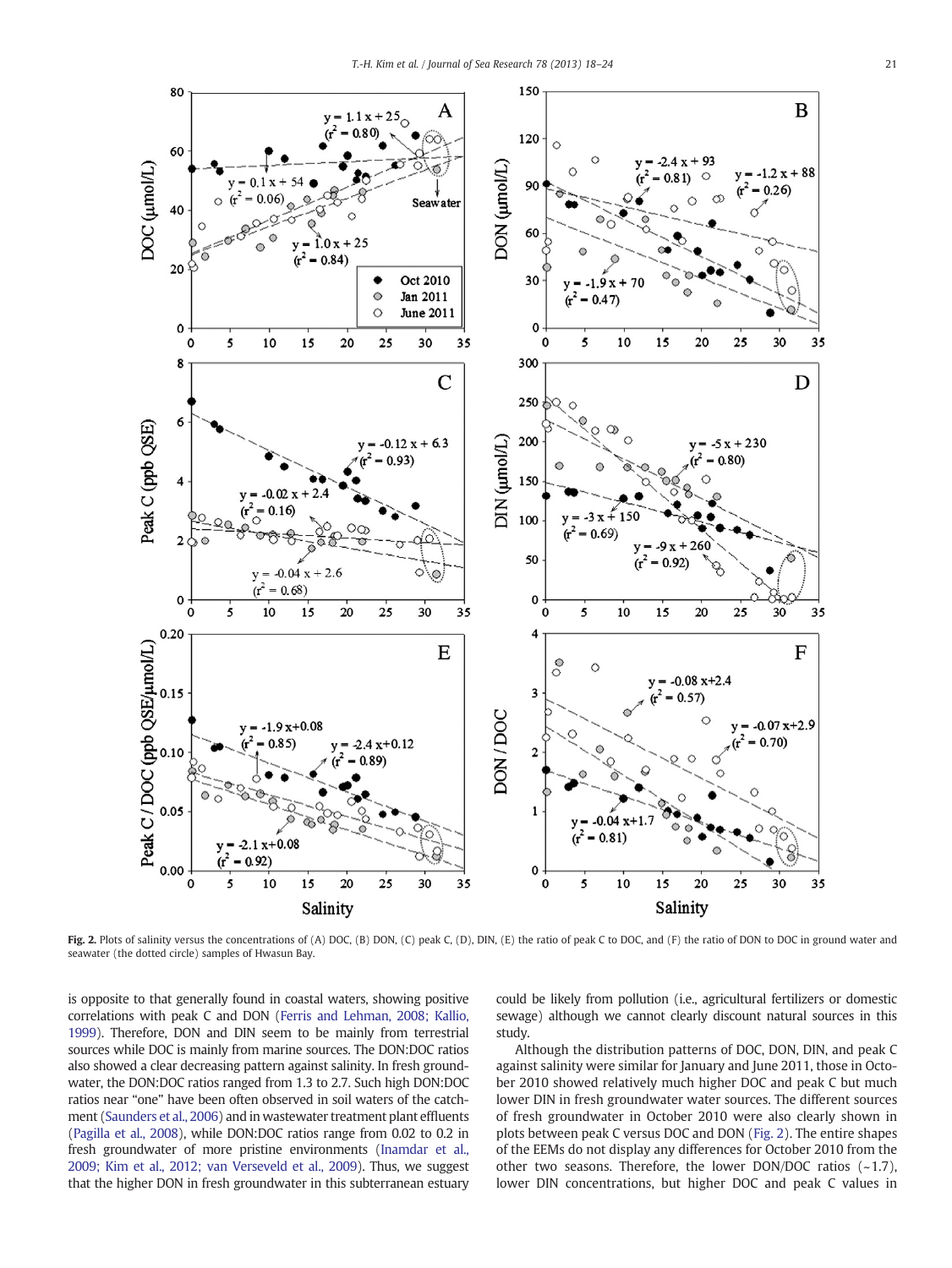Fig. 2. Plots of salinity versus the concentrations of (A) DOC, (B) DON, (C) peak C, (D), DIN, (E) the ratio of peak C to DOC, and (F) the ratio of DON to DOC in ground water and seawater (the dotted circle) samples of Hwasun Bay.

is opposite to that generally found in coastal waters, showing positive correlations with peak C and DON (Ferris and Lehman, 2008; Kallio, 1999). Therefore, DON and DIN seem to be mainly from terrestrial sources while DOC is mainly from marine sources. The DON:DOC ratios also showed a clear decreasing pattern against salinity. In fresh groundwater, the DON:DOC ratios ranged from 1.3 to 2.7. Such high DON:DOC ratios near "one" have been often observed in soil waters of the catchment (Saunders et al., 2006) and in wastewater treatment plant effluents (Pagilla et al., 2008), while DON:DOC ratios range from 0.02 to 0.2 in fresh groundwater of more pristine environments (Inamdar et al., 2009; Kim et al., 2012; van Verseveld et al., 2009). Thus, we suggest that the higher DON in fresh groundwater in this subterranean estuary could be likely from pollution (i.e., agricultural fertilizers or domestic sewage) although we cannot clearly discount natural sources in this study.

Although the distribution patterns of DOC, DON, DIN, and peak C against salinity were similar for January and June 2011, those in October 2010 showed relatively much higher DOC and peak C but much lower DIN in fresh groundwater water sources. The different sources of fresh groundwater in October 2010 were also clearly shown in plots between peak C versus DOC and DON (Fig. 2). The entire shapes of the EEMs do not display any differences for October 2010 from the other two seasons. Therefore, the lower DON/DOC ratios (~1.7), lower DIN concentrations, but higher DOC and peak C values in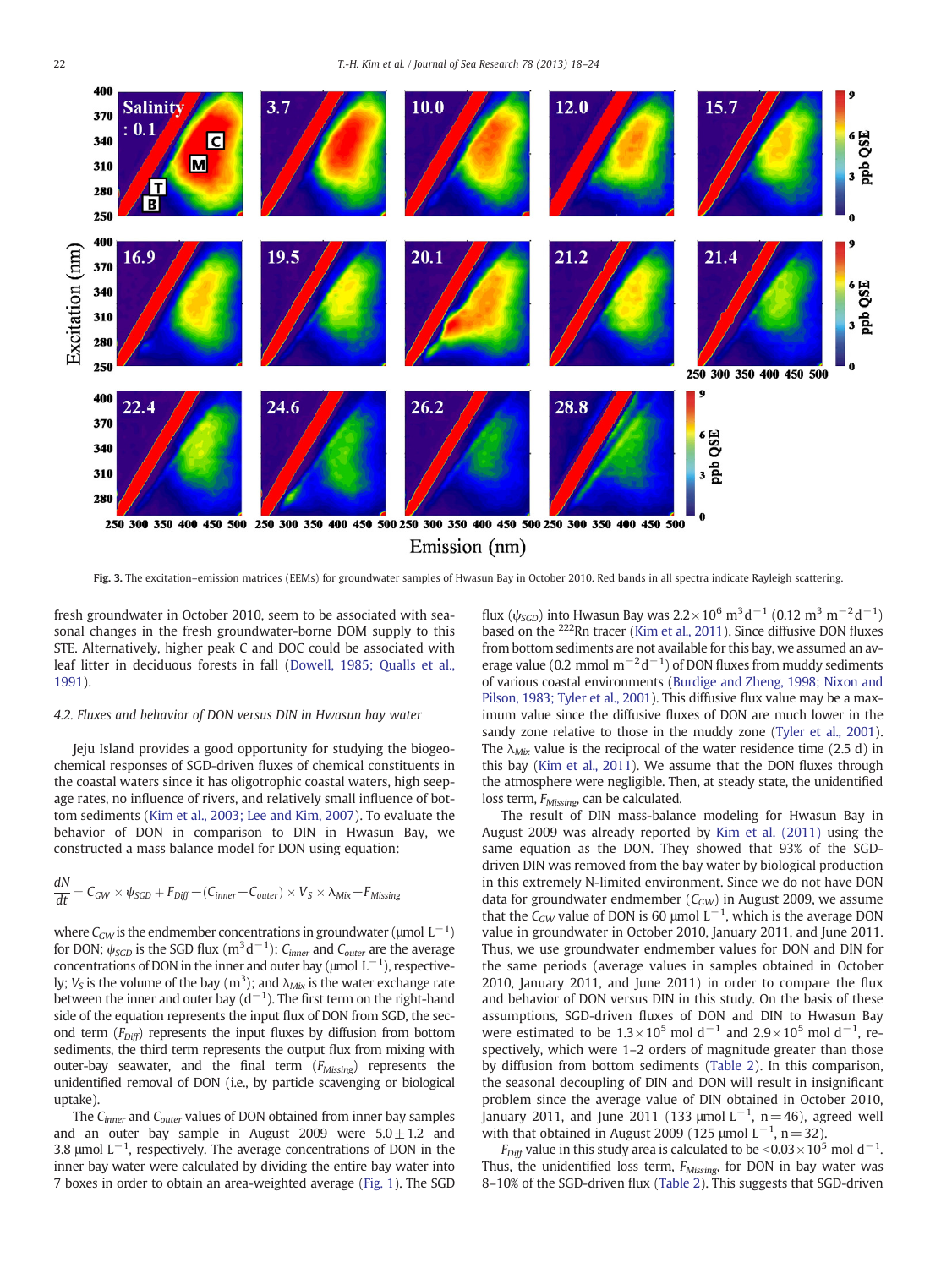Fig. 3. The excitation–emission matrices (EEMs) for groundwater samples of Hwasun Bay in October 2010. Red bands in all spectra indicate Rayleigh scattering.

fresh groundwater in October 2010, seem to be associated with seasonal changes in the fresh groundwater-borne DOM supply to this STE. Alternatively, higher peak C and DOC could be associated with leaf litter in deciduous forests in fall (Dowell, 1985; Qualls et al., 1991).

### 4.2. Fluxes and behavior of DON versus DIN in Hwasun bay water

Jeju Island provides a good opportunity for studying the biogeochemical responses of SGD-driven fluxes of chemical constituents in the coastal waters since it has oligotrophic coastal waters, high seepage rates, no influence of rivers, and relatively small influence of bottom sediments (Kim et al., 2003; Lee and Kim, 2007). To evaluate the behavior of DON in comparison to DIN in Hwasun Bay, we constructed a mass balance model for DON using equation:

$$\frac{dN}{dt} = C_{GW} \times \psi_{SGD} + F_{Diff} - (C_{inner} - C_{outer}) \times V_S \times \lambda_{Mix} - F_{Missing}$$

where $C_{GW}$ is the endmember concentrations in groundwater (μmol $L^{-1}$) for DON; $\psi_{SGD}$ is the SGD flux ($m^3 d^{-1}$); $C_{inner}$ and $C_{outer}$ are the average concentrations of DON in the inner and outer bay (μmol $L^{-1}$), respectively; $V_S$ is the volume of the bay ($m^3$); and $\lambda_{Mix}$ is the water exchange rate between the inner and outer bay ($d^{-1}$). The first term on the right-hand side of the equation represents the input flux of DON from SGD, the second term ($F_{Diff}$) represents the input fluxes by diffusion from bottom sediments, the third term represents the output flux from mixing with outer-bay seawater, and the final term ($F_{Missing}$) represents the unidentified removal of DON (i.e., by particle scavenging or biological uptake).

The $C_{inner}$ and $C_{outer}$ values of DON obtained from inner bay samples and an outer bay sample in August 2009 were $5.0 \pm 1.2$ and 3.8 μmol $L^{-1}$, respectively. The average concentrations of DON in the inner bay water were calculated by dividing the entire bay water into 7 boxes in order to obtain an area-weighted average (Fig. 1). The SGD flux ($\psi_{SGD}$) into Hwasun Bay was $2.2 \times 10^6$ $m^3 d^{-1}$ (0.12 $m^3$ $m^{-2} d^{-1}$) based on the $^{222}Rn$ tracer (Kim et al., 2011). Since diffusive DON fluxes from bottom sediments are not available for this bay, we assumed an average value (0.2 mmol $m^{-2} d^{-1}$) of DON fluxes from muddy sediments of various coastal environments (Burdige and Zheng, 1998; Nixon and Pilson, 1983; Tyler et al., 2001). This diffusive flux value may be a maximum value since the diffusive fluxes of DON are much lower in the sandy zone relative to those in the muddy zone (Tyler et al., 2001). The $\lambda_{Mix}$ value is the reciprocal of the water residence time (2.5 d) in this bay (Kim et al., 2011). We assume that the DON fluxes through the atmosphere were negligible. Then, at steady state, the unidentified loss term, $F_{Missing}$, can be calculated.

The result of DIN mass-balance modeling for Hwasun Bay in August 2009 was already reported by Kim et al. (2011) using the same equation as the DON. They showed that 93% of the SGD-driven DIN was removed from the bay water by biological production in this extremely N-limited environment. Since we do not have DON data for groundwater endmember ($C_{GW}$) in August 2009, we assume that the $C_{GW}$ value of DON is 60 μmol $L^{-1}$, which is the average DON value in groundwater in October 2010, January 2011, and June 2011. Thus, we use groundwater endmember values for DON and DIN for the same periods (average values in samples obtained in October 2010, January 2011, and June 2011) in order to compare the flux and behavior of DON versus DIN in this study. On the basis of these assumptions, SGD-driven fluxes of DON and DIN to Hwasun Bay were estimated to be $1.3 \times 10^5$ mol $d^{-1}$ and $2.9 \times 10^5$ mol $d^{-1}$, respectively, which were 1–2 orders of magnitude greater than those by diffusion from bottom sediments (Table 2). In this comparison, the seasonal decoupling of DIN and DON will result in insignificant problem since the average value of DIN obtained in October 2010, January 2011, and June 2011 (133 μmol $L^{-1}$, n = 46), agreed well with that obtained in August 2009 (125 μmol $L^{-1}$, n = 32).

$F_{Diff}$ value in this study area is calculated to be $< 0.03 \times 10^5$ mol $d^{-1}$. Thus, the unidentified loss term, $F_{Missing}$, for DON in bay water was 8–10% of the SGD-driven flux (Table 2). This suggests that SGD-driven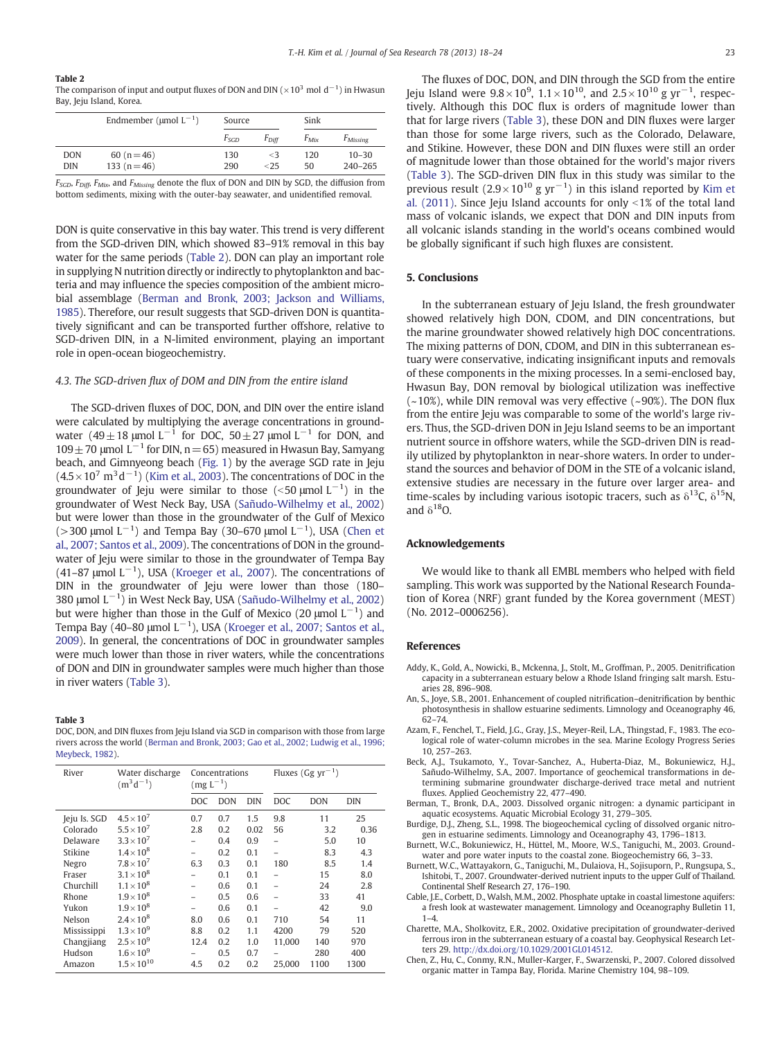**Table 2**
The comparison of input and output fluxes of DON and DIN ($\times 10^3$ mol d$^{-1}$) in Hwasun Bay, Jeju Island, Korea.

| | Endmember (μmol L$^{-1}$) | Source | | Sink | |
|---|---|---|---|---|---|
| | | $F_{SGD}$ | $F_{Diff}$ | $F_{Mix}$ | $F_{Missing}$ |
| DON | 60 (n = 46) | 130 | <3 | 120 | 10–30 |
| DIN | 133 (n = 46) | 290 | <25 | 50 | 240–265 |

$F_{SGD}$, $F_{Diff}$, $F_{Mix}$, and $F_{Missing}$ denote the flux of DON and DIN by SGD, the diffusion from bottom sediments, mixing with the outer-bay seawater, and unidentified removal.

DON is quite conservative in this bay water. This trend is very different from the SGD-driven DIN, which showed 83–91% removal in this bay water for the same periods (Table 2). DON can play an important role in supplying N nutrition directly or indirectly to phytoplankton and bacteria and may influence the species composition of the ambient microbial assemblage (Berman and Bronk, 2003; Jackson and Williams, 1985). Therefore, our result suggests that SGD-driven DON is quantitatively significant and can be transported further offshore, relative to SGD-driven DIN, in a N-limited environment, playing an important role in open-ocean biogeochemistry.

### 4.3. The SGD-driven flux of DOM and DIN from the entire island

The SGD-driven fluxes of DOC, DON, and DIN over the entire island were calculated by multiplying the average concentrations in groundwater (49 ± 18 μmol L$^{-1}$ for DOC, 50 ± 27 μmol L$^{-1}$ for DON, and 109 ± 70 μmol L$^{-1}$ for DIN, n = 65) measured in Hwasun Bay, Samyang beach, and Gimnyeong beach (Fig. 1) by the average SGD rate in Jeju ($4.5\times10^7$ m$^3$ d$^{-1}$) (Kim et al., 2003). The concentrations of DOC in the groundwater of Jeju were similar to those (<50 μmol L$^{-1}$) in the groundwater of West Neck Bay, USA (Sañudo-Wilhelmy et al., 2002) but were lower than those in the groundwater of the Gulf of Mexico (>300 μmol L$^{-1}$) and Tempa Bay (30–670 μmol L$^{-1}$), USA (Chen et al., 2007; Santos et al., 2009). The concentrations of DON in the groundwater of Jeju were similar to those in the groundwater of Tempa Bay (41–87 μmol L$^{-1}$), USA (Kroeger et al., 2007). The concentrations of DIN in the groundwater of Jeju were lower than those (180–380 μmol L$^{-1}$) in West Neck Bay, USA (Sañudo-Wilhelmy et al., 2002) but were higher than those in the Gulf of Mexico (20 μmol L$^{-1}$) and Tempa Bay (40–80 μmol L$^{-1}$), USA (Kroeger et al., 2007; Santos et al., 2009). In general, the concentrations of DOC in groundwater samples were much lower than those in river waters, while the concentrations of DON and DIN in groundwater samples were much higher than those in river waters (Table 3).

**Table 3**
DOC, DON, and DIN fluxes from Jeju Island via SGD in comparison with those from large rivers across the world (Berman and Bronk, 2003; Gao et al., 2002; Ludwig et al., 1996; Meybeck, 1982).

| River | Water discharge (m$^3$ d$^{-1}$) | Concentrations (mg L$^{-1}$) | | | Fluxes (Gg yr$^{-1}$) | | |
|---|---|---|---|---|---|---|---|
| | | DOC | DON | DIN | DOC | DON | DIN |
| Jeju Is. SGD | $4.5\times10^7$ | 0.7 | 0.7 | 1.5 | 9.8 | 11 | 25 |
| Colorado | $5.5\times10^7$ | 2.8 | 0.2 | 0.02 | 56 | 3.2 | 0.36 |
| Delaware | $3.3\times10^7$ | – | 0.4 | 0.9 | – | 5.0 | 10 |
| Stikine | $1.4\times10^8$ | – | 0.2 | 0.1 | – | 8.3 | 4.3 |
| Negro | $7.8\times10^7$ | 6.3 | 0.3 | 0.1 | 180 | 8.5 | 1.4 |
| Fraser | $3.1\times10^8$ | – | 0.1 | 0.1 | – | 15 | 8.0 |
| Churchill | $1.1\times10^8$ | – | 0.6 | 0.1 | – | 24 | 2.8 |
| Rhone | $1.9\times10^8$ | – | 0.5 | 0.6 | – | 33 | 41 |
| Yukon | $1.9\times10^8$ | – | 0.6 | 0.1 | – | 42 | 9.0 |
| Nelson | $2.4\times10^8$ | 8.0 | 0.6 | 0.1 | 710 | 54 | 11 |
| Mississippi | $1.3\times10^9$ | 8.8 | 0.2 | 1.1 | 4200 | 79 | 520 |
| Changjiang | $2.5\times10^9$ | 12.4 | 0.2 | 1.0 | 11,000 | 140 | 970 |
| Hudson | $1.6\times10^9$ | – | 0.5 | 0.7 | – | 280 | 400 |
| Amazon | $1.5\times10^{10}$ | 4.5 | 0.2 | 0.2 | 25,000 | 1100 | 1300 |

The fluxes of DOC, DON, and DIN through the SGD from the entire Jeju Island were $9.8\times10^9$, $1.1\times10^{10}$, and $2.5\times10^{10}$ g yr$^{-1}$, respectively. Although this DOC flux is orders of magnitude lower than that for large rivers (Table 3), these DON and DIN fluxes were larger than those for some large rivers, such as the Colorado, Delaware, and Stikine. However, these DON and DIN fluxes were still an order of magnitude lower than those obtained for the world's major rivers (Table 3). The SGD-driven DIN flux in this study was similar to the previous result ($2.9\times10^{10}$ g yr$^{-1}$) in this island reported by Kim et al. (2011). Since Jeju Island accounts for only <1% of the total land mass of volcanic islands, we expect that DON and DIN inputs from all volcanic islands standing in the world's oceans combined would be globally significant if such high fluxes are consistent.

## 5. Conclusions

In the subterranean estuary of Jeju Island, the fresh groundwater showed relatively high DON, CDOM, and DIN concentrations, but the marine groundwater showed relatively high DOC concentrations. The mixing patterns of DON, CDOM, and DIN in this subterranean estuary were conservative, indicating insignificant inputs and removals of these components in the mixing processes. In a semi-enclosed bay, Hwasun Bay, DON removal by biological utilization was ineffective (~10%), while DIN removal was very effective (~90%). The DON flux from the entire Jeju was comparable to some of the world's large rivers. Thus, the SGD-driven DON in Jeju Island seems to be an important nutrient source in offshore waters, while the SGD-driven DIN is readily utilized by phytoplankton in near-shore waters. In order to understand the sources and behavior of DOM in the STE of a volcanic island, extensive studies are necessary in the future over larger area- and time-scales by including various isotopic tracers, such as $\delta^{13}$C, $\delta^{15}$N, and $\delta^{18}$O.

## Acknowledgements

We would like to thank all EMBL members who helped with field sampling. This work was supported by the National Research Foundation of Korea (NRF) grant funded by the Korea government (MEST) (No. 2012–0006256).

## References

Addy, K., Gold, A., Nowicki, B., Mckenna, J., Stolt, M., Groffman, P., 2005. Denitrification capacity in a subterranean estuary below a Rhode Island fringing salt marsh. Estuaries 28, 896–908.

An, S., Joye, S.B., 2001. Enhancement of coupled nitrification–denitrification by benthic photosynthesis in shallow estuarine sediments. Limnology and Oceanography 46, 62–74.

Azam, F., Fenchel, T., Field, J.G., Gray, J.S., Meyer-Reil, L.A., Thingstad, F., 1983. The ecological role of water-column microbes in the sea. Marine Ecology Progress Series 10, 257–263.

Beck, A.J., Tsukamoto, Y., Tovar-Sanchez, A., Huberta-Diaz, M., Bokuniewicz, H.J., Sañudo-Wilhelmy, S.A., 2007. Importance of geochemical transformations in determining submarine groundwater discharge-derived trace metal and nutrient fluxes. Applied Geochemistry 22, 477–490.

Berman, T., Bronk, D.A., 2003. Dissolved organic nitrogen: a dynamic participant in aquatic ecosystems. Aquatic Microbial Ecology 31, 279–305.

Burdige, D.J., Zheng, S.L., 1998. The biogeochemical cycling of dissolved organic nitrogen in estuarine sediments. Limnology and Oceanography 43, 1796–1813.

Burnett, W.C., Bokuniewicz, H., Hüttel, M., Moore, W.S., Taniguchi, M., 2003. Groundwater and pore water inputs to the coastal zone. Biogeochemistry 66, 3–33.

Burnett, W.C., Wattayakorn, G., Taniguchi, M., Dulaiova, H., Sojisuporn, P., Rungsupa, S., Ishitobi, T., 2007. Groundwater-derived nutrient inputs to the upper Gulf of Thailand. Continental Shelf Research 27, 176–190.

Cable, J.E., Corbett, D., Walsh, M.M., 2002. Phosphate uptake in coastal limestone aquifers: a fresh look at wastewater management. Limnology and Oceanography Bulletin 11, 1–4.

Charette, M.A., Sholkovitz, E.R., 2002. Oxidative precipitation of groundwater-derived ferrous iron in the subterranean estuary of a coastal bay. Geophysical Research Letters 29. http://dx.doi.org/10.1029/2001GL014512.

Chen, Z., Hu, C., Conmy, R.N., Muller-Karger, F., Swarzenski, P., 2007. Colored dissolved organic matter in Tampa Bay, Florida. Marine Chemistry 104, 98–109.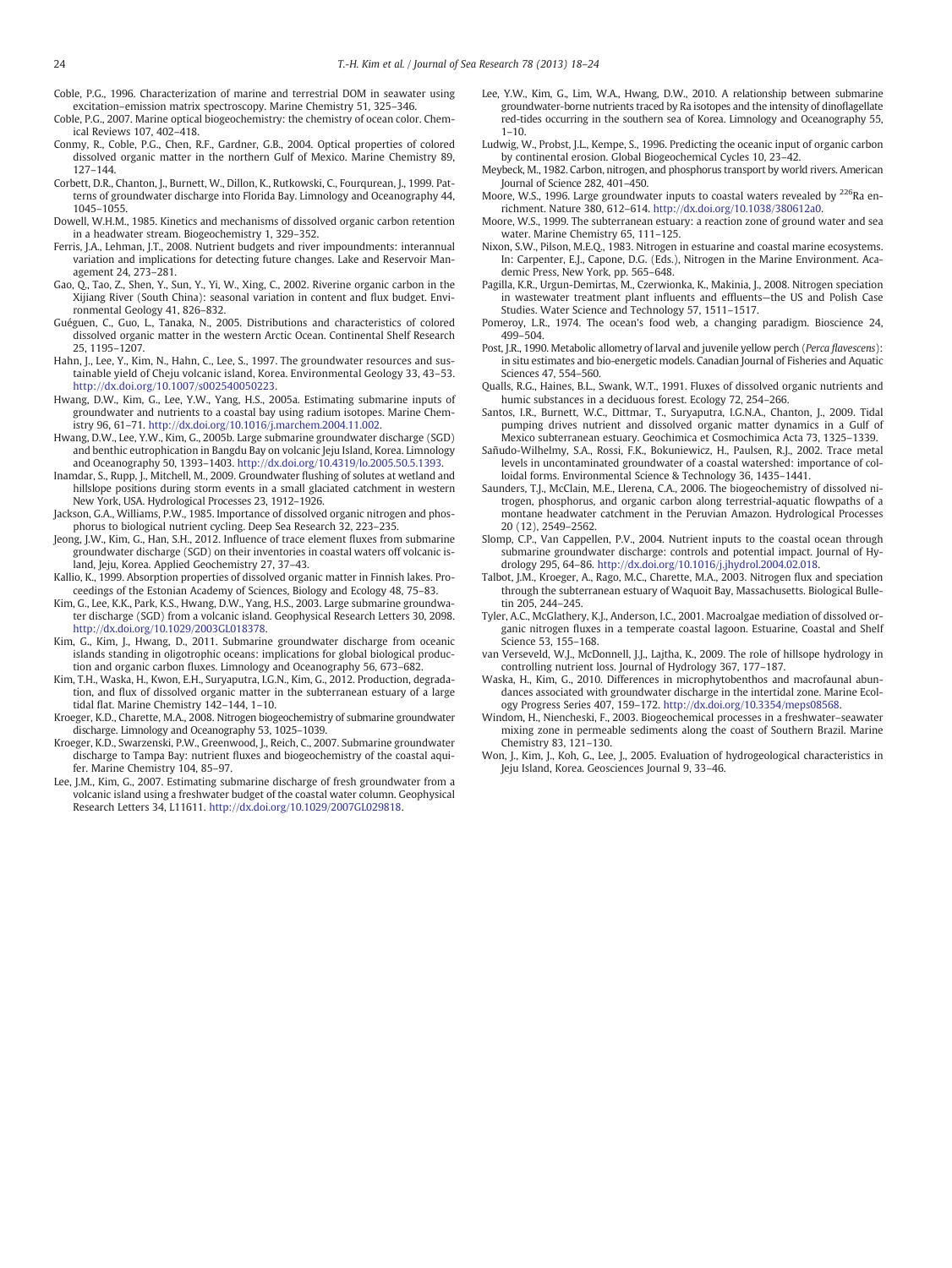Coble, P.G., 1996. Characterization of marine and terrestrial DOM in seawater using excitation–emission matrix spectroscopy. Marine Chemistry 51, 325–346.

Coble, P.G., 2007. Marine optical biogeochemistry: the chemistry of ocean color. Chemical Reviews 107, 402–418.

Conmy, R., Coble, P.G., Chen, R.F., Gardner, G.B., 2004. Optical properties of colored dissolved organic matter in the northern Gulf of Mexico. Marine Chemistry 89, 127–144.

Corbett, D.R., Chanton, J., Burnett, W., Dillon, K., Rutkowski, C., Fourqurean, J., 1999. Patterns of groundwater discharge into Florida Bay. Limnology and Oceanography 44, 1045–1055.

Dowell, W.H.M., 1985. Kinetics and mechanisms of dissolved organic carbon retention in a headwater stream. Biogeochemistry 1, 329–352.

Ferris, J.A., Lehman, J.T., 2008. Nutrient budgets and river impoundments: interannual variation and implications for detecting future changes. Lake and Reservoir Management 24, 273–281.

Gao, Q., Tao, Z., Shen, Y., Sun, Y., Yi, W., Xing, C., 2002. Riverine organic carbon in the Xijiang River (South China): seasonal variation in content and flux budget. Environmental Geology 41, 826–832.

Guéguen, C., Guo, L., Tanaka, N., 2005. Distributions and characteristics of colored dissolved organic matter in the western Arctic Ocean. Continental Shelf Research 25, 1195–1207.

Hahn, J., Lee, Y., Kim, N., Hahn, C., Lee, S., 1997. The groundwater resources and sustainable yield of Cheju volcanic island, Korea. Environmental Geology 33, 43–53. http://dx.doi.org/10.1007/s002540050223.

Hwang, D.W., Kim, G., Lee, Y.W., Yang, H.S., 2005a. Estimating submarine inputs of groundwater and nutrients to a coastal bay using radium isotopes. Marine Chemistry 96, 61–71. http://dx.doi.org/10.1016/j.marchem.2004.11.002.

Hwang, D.W., Lee, Y.W., Kim, G., 2005b. Large submarine groundwater discharge (SGD) and benthic eutrophication in Bangdu Bay on volcanic Jeju Island, Korea. Limnology and Oceanography 50, 1393–1403. http://dx.doi.org/10.4319/lo.2005.50.5.1393.

Inamdar, S., Rupp, J., Mitchell, M., 2009. Groundwater flushing of solutes at wetland and hillslope positions during storm events in a small glaciated catchment in western New York, USA. Hydrological Processes 23, 1912–1926.

Jackson, G.A., Williams, P.W., 1985. Importance of dissolved organic nitrogen and phosphorus to biological nutrient cycling. Deep Sea Research 32, 223–235.

Jeong, J.W., Kim, G., Han, S.H., 2012. Influence of trace element fluxes from submarine groundwater discharge (SGD) on their inventories in coastal waters off volcanic island, Jeju, Korea. Applied Geochemistry 27, 37–43.

Kallio, K., 1999. Absorption properties of dissolved organic matter in Finnish lakes. Proceedings of the Estonian Academy of Sciences, Biology and Ecology 48, 75–83.

Kim, G., Lee, K.K., Park, K.S., Hwang, D.W., Yang, H.S., 2003. Large submarine groundwater discharge (SGD) from a volcanic island. Geophysical Research Letters 30, 2098. http://dx.doi.org/10.1029/2003GL018378.

Kim, G., Kim, J., Hwang, D., 2011. Submarine groundwater discharge from oceanic islands standing in oligotrophic oceans: implications for global biological production and organic carbon fluxes. Limnology and Oceanography 56, 673–682.

Kim, T.H., Waska, H., Kwon, E.H., Suryaputra, I.G.N., Kim, G., 2012. Production, degradation, and flux of dissolved organic matter in the subterranean estuary of a large tidal flat. Marine Chemistry 142–144, 1–10.

Kroeger, K.D., Charette, M.A., 2008. Nitrogen biogeochemistry of submarine groundwater discharge. Limnology and Oceanography 53, 1025–1039.

Kroeger, K.D., Swarzenski, P.W., Greenwood, J., Reich, C., 2007. Submarine groundwater discharge to Tampa Bay: nutrient fluxes and biogeochemistry of the coastal aquifer. Marine Chemistry 104, 85–97.

Lee, J.M., Kim, G., 2007. Estimating submarine discharge of fresh groundwater from a volcanic island using a freshwater budget of the coastal water column. Geophysical Research Letters 34, L11611. http://dx.doi.org/10.1029/2007GL029818.

Lee, Y.W., Kim, G., Lim, W.A., Hwang, D.W., 2010. A relationship between submarine groundwater-borne nutrients traced by Ra isotopes and the intensity of dinoflagellate red-tides occurring in the southern sea of Korea. Limnology and Oceanography 55, 1–10.

Ludwig, W., Probst, J.L., Kempe, S., 1996. Predicting the oceanic input of organic carbon by continental erosion. Global Biogeochemical Cycles 10, 23–42.

Meybeck, M., 1982. Carbon, nitrogen, and phosphorus transport by world rivers. American Journal of Science 282, 401–450.

Moore, W.S., 1996. Large groundwater inputs to coastal waters revealed by $^{226}$Ra enrichment. Nature 380, 612–614. http://dx.doi.org/10.1038/380612a0.

Moore, W.S., 1999. The subterranean estuary: a reaction zone of ground water and sea water. Marine Chemistry 65, 111–125.

Nixon, S.W., Pilson, M.E.Q., 1983. Nitrogen in estuarine and coastal marine ecosystems. In: Carpenter, E.J., Capone, D.G. (Eds.), Nitrogen in the Marine Environment. Academic Press, New York, pp. 565–648.

Pagilla, K.R., Urgun-Demirtas, M., Czerwionka, K., Makinia, J., 2008. Nitrogen speciation in wastewater treatment plant influents and effluents—the US and Polish Case Studies. Water Science and Technology 57, 1511–1517.

Pomeroy, L.R., 1974. The ocean's food web, a changing paradigm. Bioscience 24, 499–504.

Post, J.R., 1990. Metabolic allometry of larval and juvenile yellow perch (*Perca flavescens*): in situ estimates and bio-energetic models. Canadian Journal of Fisheries and Aquatic Sciences 47, 554–560.

Qualls, R.G., Haines, B.L., Swank, W.T., 1991. Fluxes of dissolved organic nutrients and humic substances in a deciduous forest. Ecology 72, 254–266.

Santos, I.R., Burnett, W.C., Dittmar, T., Suryaputra, I.G.N.A., Chanton, J., 2009. Tidal pumping drives nutrient and dissolved organic matter dynamics in a Gulf of Mexico subterranean estuary. Geochimica et Cosmochimica Acta 73, 1325–1339.

Sañudo-Wilhelmy, S.A., Rossi, F.K., Bokuniewicz, H., Paulsen, R.J., 2002. Trace metal levels in uncontaminated groundwater of a coastal watershed: importance of colloidal forms. Environmental Science & Technology 36, 1435–1441.

Saunders, T.J., McClain, M.E., Llerena, C.A., 2006. The biogeochemistry of dissolved nitrogen, phosphorus, and organic carbon along terrestrial-aquatic flowpaths of a montane headwater catchment in the Peruvian Amazon. Hydrological Processes 20 (12), 2549–2562.

Slomp, C.P., Van Cappellen, P.V., 2004. Nutrient inputs to the coastal ocean through submarine groundwater discharge: controls and potential impact. Journal of Hydrology 295, 64–86. http://dx.doi.org/10.1016/j.jhydrol.2004.02.018.

Talbot, J.M., Kroeger, A., Rago, M.C., Charette, M.A., 2003. Nitrogen flux and speciation through the subterranean estuary of Waquoit Bay, Massachusetts. Biological Bulletin 205, 244–245.

Tyler, A.C., McGlathery, K.J., Anderson, I.C., 2001. Macroalgae mediation of dissolved organic nitrogen fluxes in a temperate coastal lagoon. Estuarine, Coastal and Shelf Science 53, 155–168.

van Verseveld, W.J., McDonnell, J.J., Lajtha, K., 2009. The role of hillslope hydrology in controlling nutrient loss. Journal of Hydrology 367, 177–187.

Waska, H., Kim, G., 2010. Differences in microphytobenthos and macrofaunal abundances associated with groundwater discharge in the intertidal zone. Marine Ecology Progress Series 407, 159–172. http://dx.doi.org/10.3354/meps08568.

Windom, H., Niencheski, F., 2003. Biogeochemical processes in a freshwater–seawater mixing zone in permeable sediments along the coast of Southern Brazil. Marine Chemistry 83, 121–130.

Won, J., Kim, J., Koh, G., Lee, J., 2005. Evaluation of hydrogeological characteristics in Jeju Island, Korea. Geosciences Journal 9, 33–46.